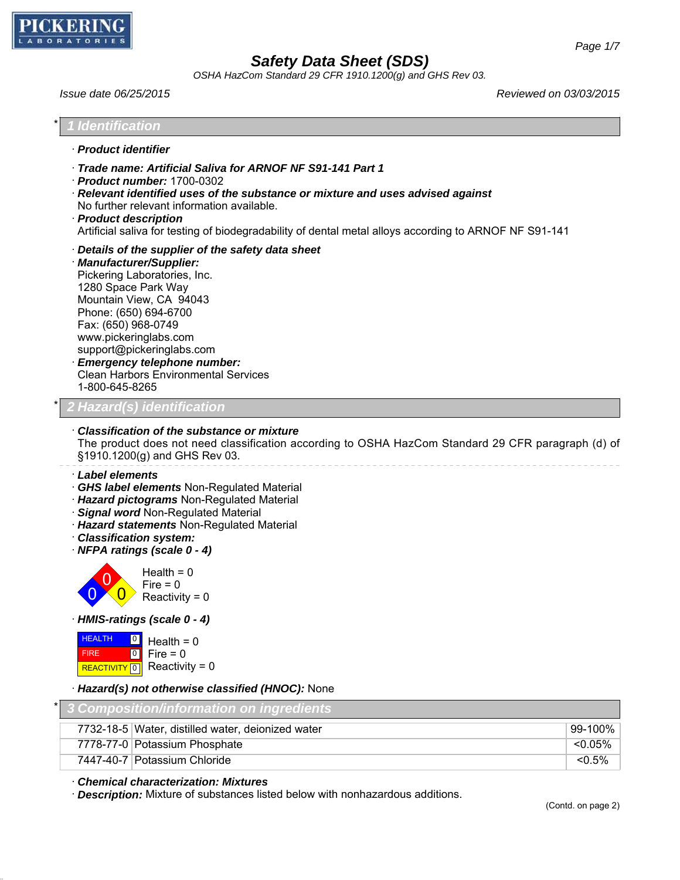# Safety Data Sheet (SDS)

*OSHA HazCom Standard 29 CFR 1910.1200(g) and GHS Rev 03.*

*Issue date 06/25/2015* *Reviewed on 03/03/2015*

## * 1 Identification

· **Product identifier**

· **Trade name: Artificial Saliva for ARNOF NF S91-141 Part 1**
· **Product number:** 1700-0302
· **Relevant identified uses of the substance or mixture and uses advised against**
No further relevant information available.
· **Product description**
Artificial saliva for testing of biodegradability of dental metal alloys according to ARNOF NF S91-141

· **Details of the supplier of the safety data sheet**
· **Manufacturer/Supplier:**
Pickering Laboratories, Inc.
1280 Space Park Way
Mountain View, CA 94043
Phone: (650) 694-6700
Fax: (650) 968-0749
www.pickeringlabs.com
support@pickeringlabs.com
· **Emergency telephone number:**
Clean Harbors Environmental Services
1-800-645-8265

## * 2 Hazard(s) identification

· **Classification of the substance or mixture**
The product does not need classification according to OSHA HazCom Standard 29 CFR paragraph (d) of §1910.1200(g) and GHS Rev 03.

· **Label elements**
· **GHS label elements** Non-Regulated Material
· **Hazard pictograms** Non-Regulated Material
· **Signal word** Non-Regulated Material
· **Hazard statements** Non-Regulated Material
· **Classification system:**
· **NFPA ratings (scale 0 - 4)**

Health = 0
Fire = 0
Reactivity = 0

· **HMIS-ratings (scale 0 - 4)**

| | | |
|---|---|---|
| HEALTH | 0 | Health = 0 |
| FIRE | 0 | Fire = 0 |
| REACTIVITY | 0 | Reactivity = 0 |

· **Hazard(s) not otherwise classified (HNOC):** None

## * 3 Composition/information on ingredients

| | | |
|---|---|---|
| 7732-18-5 | Water, distilled water, deionized water | 99-100% |
| 7778-77-0 | Potassium Phosphate | <0.05% |
| 7447-40-7 | Potassium Chloride | <0.5% |

· **Chemical characterization: Mixtures**
· **Description:** Mixture of substances listed below with nonhazardous additions.

(Contd. on page 2)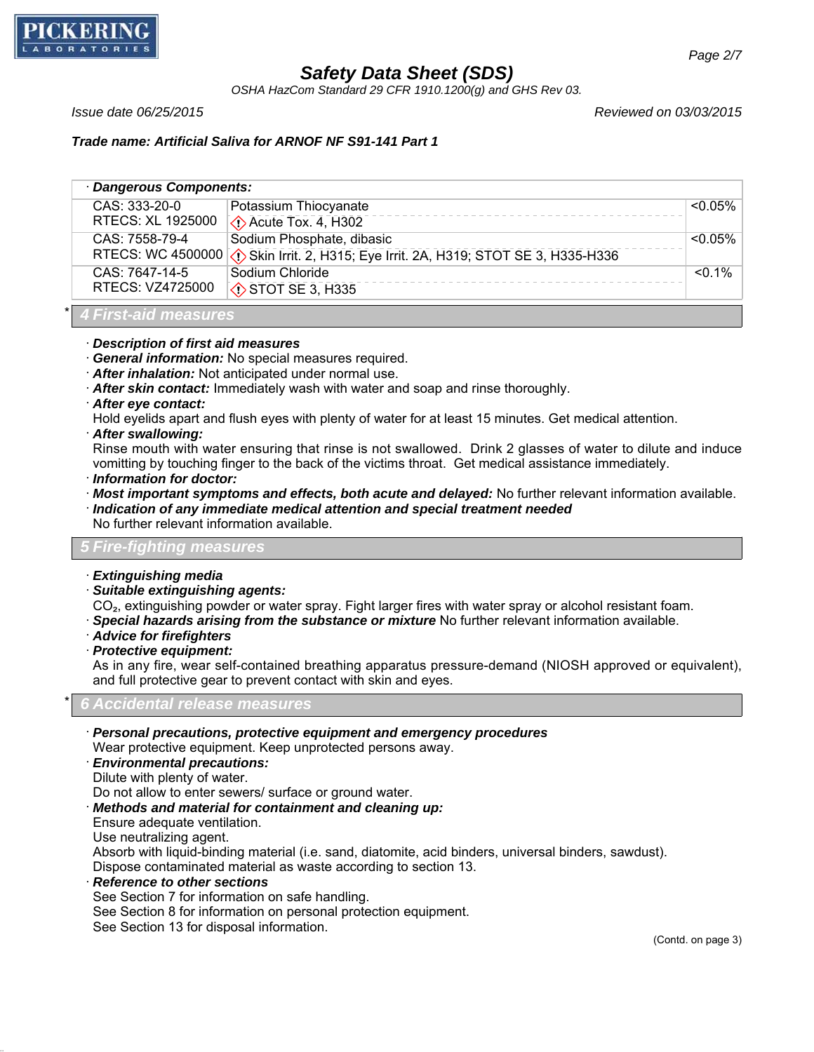**Trade name: Artificial Saliva for ARNOF NF S91-141 Part 1**

| · Dangerous Components: | | |
|---|---|---|
| CAS: 333-20-0<br>RTECS: XL 1925000 | Potassium Thiocyanate<br>Acute Tox. 4, H302 | <0.05% |
| CAS: 7558-79-4<br>RTECS: WC 4500000 | Sodium Phosphate, dibasic<br>Skin Irrit. 2, H315; Eye Irrit. 2A, H319; STOT SE 3, H335-H336 | <0.05% |
| CAS: 7647-14-5<br>RTECS: VZ4725000 | Sodium Chloride<br>STOT SE 3, H335 | <0.1% |

## * 4 First-aid measures

- ***Description of first aid measures***
- ***General information:*** No special measures required.
- ***After inhalation:*** Not anticipated under normal use.
- ***After skin contact:*** Immediately wash with water and soap and rinse thoroughly.
- ***After eye contact:***
  Hold eyelids apart and flush eyes with plenty of water for at least 15 minutes. Get medical attention.
- ***After swallowing:***
  Rinse mouth with water ensuring that rinse is not swallowed. Drink 2 glasses of water to dilute and induce vomitting by touching finger to the back of the victims throat. Get medical assistance immediately.
- ***Information for doctor:***
- ***Most important symptoms and effects, both acute and delayed:*** No further relevant information available.
- ***Indication of any immediate medical attention and special treatment needed***
  No further relevant information available.

## 5 Fire-fighting measures

- ***Extinguishing media***
- ***Suitable extinguishing agents:***
  $CO_2$, extinguishing powder or water spray. Fight larger fires with water spray or alcohol resistant foam.
- ***Special hazards arising from the substance or mixture*** No further relevant information available.
- ***Advice for firefighters***
- ***Protective equipment:***
  As in any fire, wear self-contained breathing apparatus pressure-demand (NIOSH approved or equivalent), and full protective gear to prevent contact with skin and eyes.

## * 6 Accidental release measures

- ***Personal precautions, protective equipment and emergency procedures***
  Wear protective equipment. Keep unprotected persons away.
- ***Environmental precautions:***
  Dilute with plenty of water.
  Do not allow to enter sewers/ surface or ground water.
- ***Methods and material for containment and cleaning up:***
  Ensure adequate ventilation.
  Use neutralizing agent.
  Absorb with liquid-binding material (i.e. sand, diatomite, acid binders, universal binders, sawdust).
  Dispose contaminated material as waste according to section 13.
- ***Reference to other sections***
  See Section 7 for information on safe handling.
  See Section 8 for information on personal protection equipment.
  See Section 13 for disposal information.

(Contd. on page 3)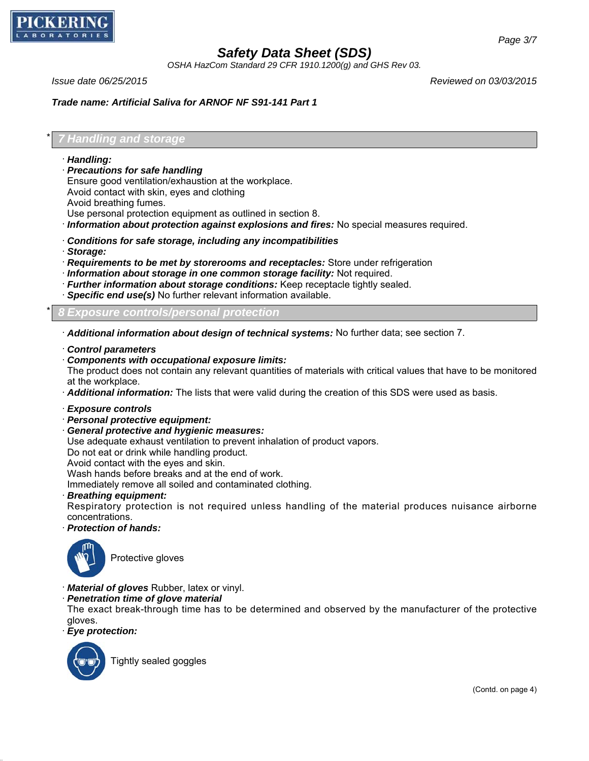# Safety Data Sheet (SDS)

OSHA HazCom Standard 29 CFR 1910.1200(g) and GHS Rev 03.

Issue date 06/25/2015 | Reviewed on 03/03/2015

**Trade name: Artificial Saliva for ARNOF NF S91-141 Part 1**

## * 7 Handling and storage

· **Handling:**

· **Precautions for safe handling**
Ensure good ventilation/exhaustion at the workplace.
Avoid contact with skin, eyes and clothing
Avoid breathing fumes.
Use personal protection equipment as outlined in section 8.

· **Information about protection against explosions and fires:** No special measures required.

· **Conditions for safe storage, including any incompatibilities**

· **Storage:**

· **Requirements to be met by storerooms and receptacles:** Store under refrigeration

· **Information about storage in one common storage facility:** Not required.

· **Further information about storage conditions:** Keep receptacle tightly sealed.

· **Specific end use(s)** No further relevant information available.

## * 8 Exposure controls/personal protection

· **Additional information about design of technical systems:** No further data; see section 7.

· **Control parameters**

· **Components with occupational exposure limits:**
The product does not contain any relevant quantities of materials with critical values that have to be monitored at the workplace.

· **Additional information:** The lists that were valid during the creation of this SDS were used as basis.

· **Exposure controls**

· **Personal protective equipment:**

· **General protective and hygienic measures:**
Use adequate exhaust ventilation to prevent inhalation of product vapors.
Do not eat or drink while handling product.
Avoid contact with the eyes and skin.
Wash hands before breaks and at the end of work.
Immediately remove all soiled and contaminated clothing.

· **Breathing equipment:**
Respiratory protection is not required unless handling of the material produces nuisance airborne concentrations.

· **Protection of hands:**

Protective gloves

· **Material of gloves** Rubber, latex or vinyl.

· **Penetration time of glove material**
The exact break-through time has to be determined and observed by the manufacturer of the protective gloves.

· **Eye protection:**

Tightly sealed goggles

(Contd. on page 4)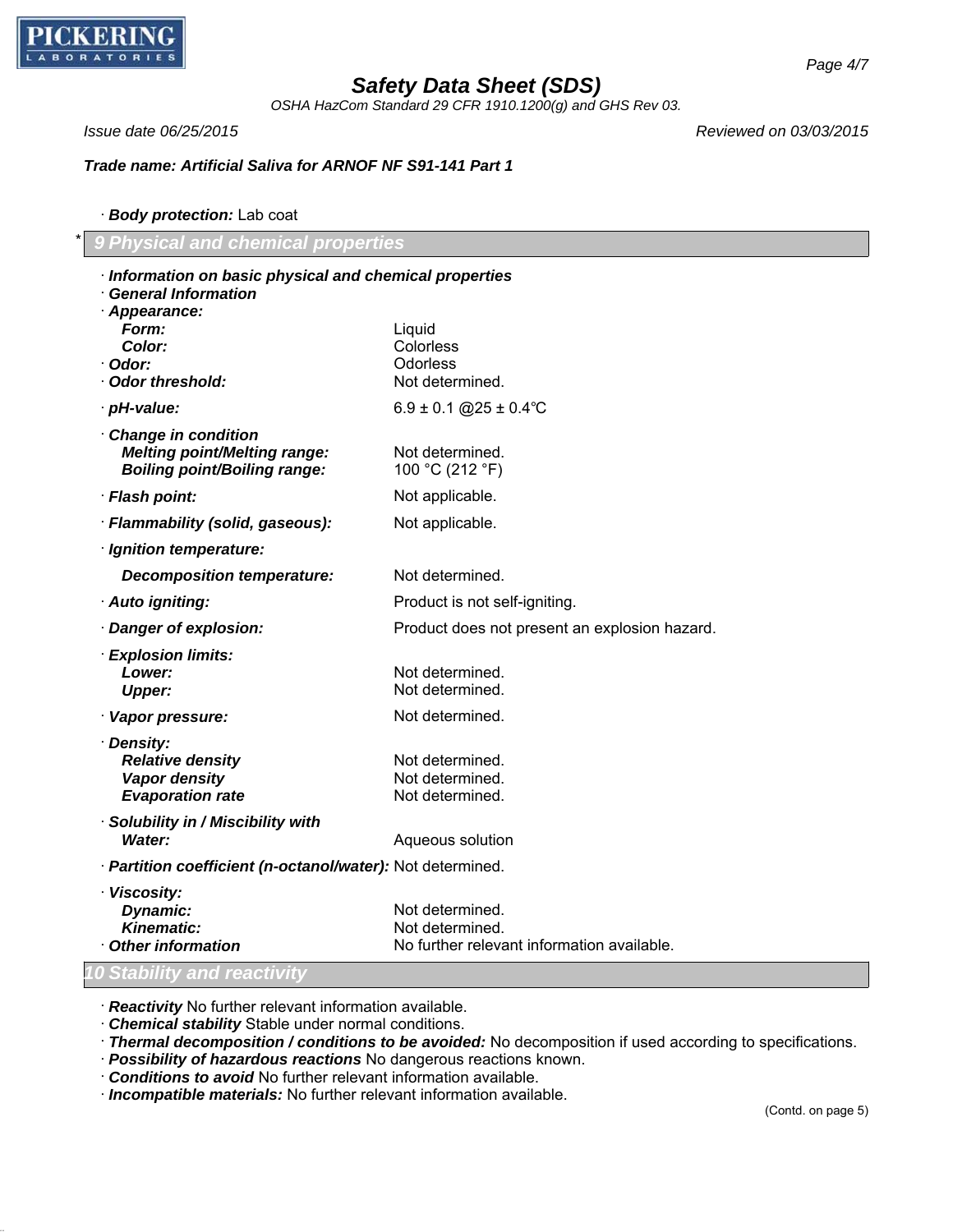**Trade name: Artificial Saliva for ARNOF NF S91-141 Part 1**

· **Body protection:** Lab coat

## * 9 Physical and chemical properties

· ***Information on basic physical and chemical properties***
· ***General Information***

| | |
|---|---|
| · ***Appearance:*** | |
| ***Form:*** | Liquid |
| ***Color:*** | Colorless |
| · ***Odor:*** | Odorless |
| · ***Odor threshold:*** | Not determined. |
| · ***pH-value:*** | 6.9 ± 0.1 @25 ± 0.4°C |
| · ***Change in condition*** | |
| ***Melting point/Melting range:*** | Not determined. |
| ***Boiling point/Boiling range:*** | 100 °C (212 °F) |
| · ***Flash point:*** | Not applicable. |
| · ***Flammability (solid, gaseous):*** | Not applicable. |
| · ***Ignition temperature:*** | |
| ***Decomposition temperature:*** | Not determined. |
| · ***Auto igniting:*** | Product is not self-igniting. |
| · ***Danger of explosion:*** | Product does not present an explosion hazard. |
| · ***Explosion limits:*** | |
| ***Lower:*** | Not determined. |
| ***Upper:*** | Not determined. |
| · ***Vapor pressure:*** | Not determined. |
| · ***Density:*** | |
| ***Relative density*** | Not determined. |
| ***Vapor density*** | Not determined. |
| ***Evaporation rate*** | Not determined. |
| · ***Solubility in / Miscibility with*** | |
| ***Water:*** | Aqueous solution |
| · ***Partition coefficient (n-octanol/water):*** | Not determined. |
| · ***Viscosity:*** | |
| ***Dynamic:*** | Not determined. |
| ***Kinematic:*** | Not determined. |
| · ***Other information*** | No further relevant information available. |

## 10 Stability and reactivity

· ***Reactivity*** No further relevant information available.
· ***Chemical stability*** Stable under normal conditions.
· ***Thermal decomposition / conditions to be avoided:*** No decomposition if used according to specifications.
· ***Possibility of hazardous reactions*** No dangerous reactions known.
· ***Conditions to avoid*** No further relevant information available.
· ***Incompatible materials:*** No further relevant information available.

(Contd. on page 5)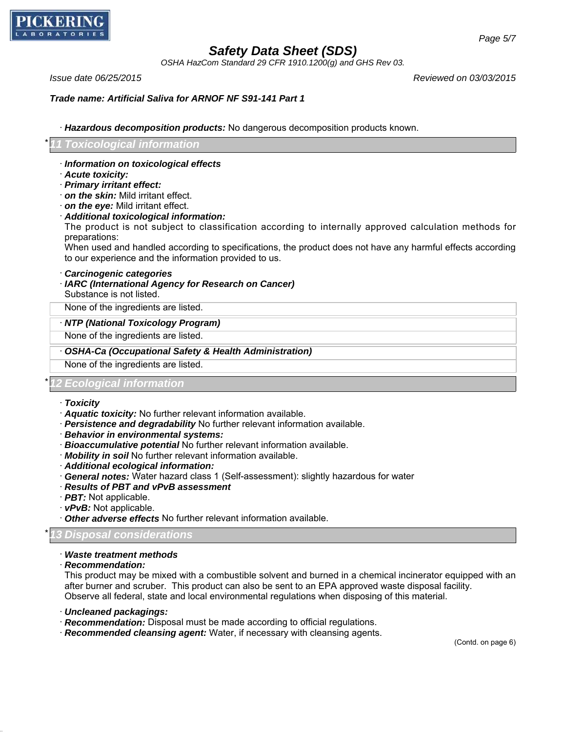# Safety Data Sheet (SDS)

OSHA HazCom Standard 29 CFR 1910.1200(g) and GHS Rev 03.

*Issue date 06/25/2015* *Reviewed on 03/03/2015*

**Trade name: Artificial Saliva for ARNOF NF S91-141 Part 1**

· ***Hazardous decomposition products:*** No dangerous decomposition products known.

## * 11 Toxicological information

· ***Information on toxicological effects***
· ***Acute toxicity:***
· ***Primary irritant effect:***
· ***on the skin:*** Mild irritant effect.
· ***on the eye:*** Mild irritant effect.
· ***Additional toxicological information:***
The product is not subject to classification according to internally approved calculation methods for preparations:
When used and handled according to specifications, the product does not have any harmful effects according to our experience and the information provided to us.

· ***Carcinogenic categories***
· ***IARC (International Agency for Research on Cancer)***
Substance is not listed.

None of the ingredients are listed.

· ***NTP (National Toxicology Program)***

None of the ingredients are listed.

· ***OSHA-Ca (Occupational Safety & Health Administration)***

None of the ingredients are listed.

## * 12 Ecological information

· ***Toxicity***
· ***Aquatic toxicity:*** No further relevant information available.
· ***Persistence and degradability*** No further relevant information available.
· ***Behavior in environmental systems:***
· ***Bioaccumulative potential*** No further relevant information available.
· ***Mobility in soil*** No further relevant information available.
· ***Additional ecological information:***
· ***General notes:*** Water hazard class 1 (Self-assessment): slightly hazardous for water
· ***Results of PBT and vPvB assessment***
· ***PBT:*** Not applicable.
· ***vPvB:*** Not applicable.
· ***Other adverse effects*** No further relevant information available.

## * 13 Disposal considerations

· ***Waste treatment methods***
· ***Recommendation:***
This product may be mixed with a combustible solvent and burned in a chemical incinerator equipped with an after burner and scruber. This product can also be sent to an EPA approved waste disposal facility.
Observe all federal, state and local environmental regulations when disposing of this material.

· ***Uncleaned packagings:***
· ***Recommendation:*** Disposal must be made according to official regulations.
· ***Recommended cleansing agent:*** Water, if necessary with cleansing agents.

(Contd. on page 6)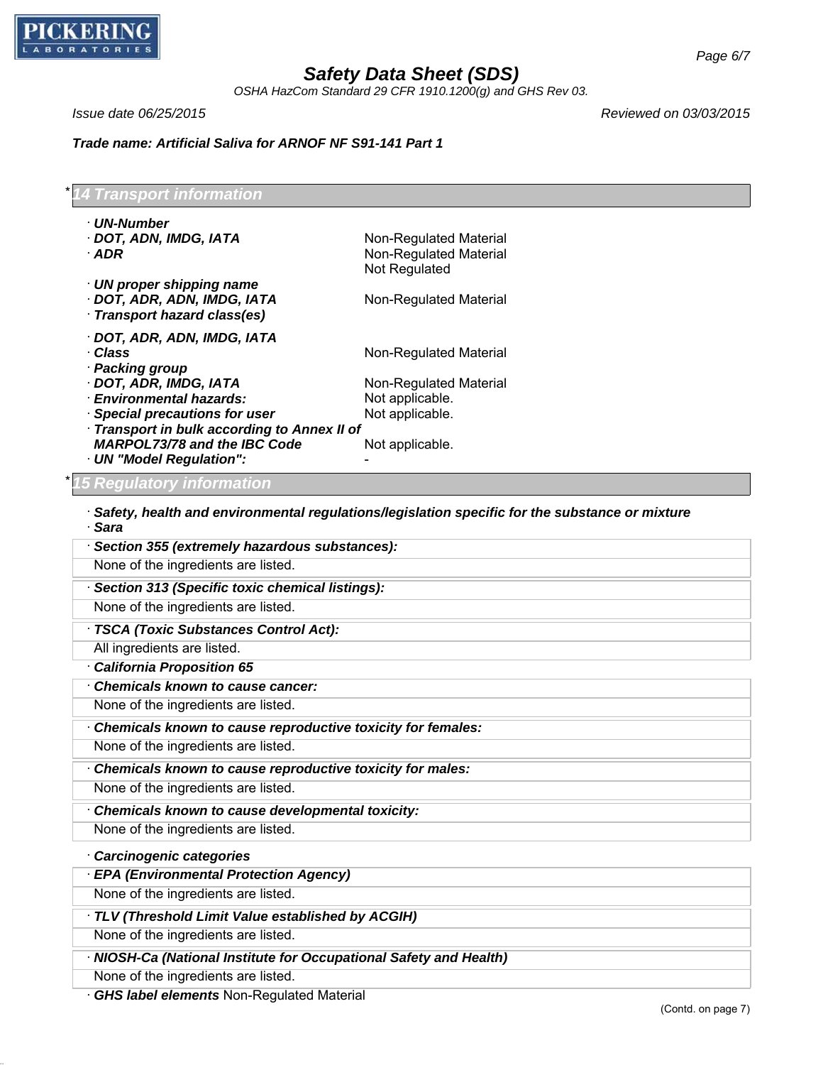Trade name: Artificial Saliva for ARNOF NF S91-141 Part 1

## * 14 Transport information

- **UN-Number**
- **DOT, ADN, IMDG, IATA** Non-Regulated Material
- **ADR** Non-Regulated Material
  Not Regulated
- **UN proper shipping name**
- **DOT, ADR, ADN, IMDG, IATA** Non-Regulated Material
- **Transport hazard class(es)**
- **DOT, ADR, ADN, IMDG, IATA**
- **Class** Non-Regulated Material
- **Packing group**
- **DOT, ADR, IMDG, IATA** Non-Regulated Material
- **Environmental hazards:** Not applicable.
- **Special precautions for user** Not applicable.
- **Transport in bulk according to Annex II of MARPOL73/78 and the IBC Code** Not applicable.
- **UN "Model Regulation":** -

## * 15 Regulatory information

- **Safety, health and environmental regulations/legislation specific for the substance or mixture**
- **Sara**

**Section 355 (extremely hazardous substances):**
None of the ingredients are listed.

**Section 313 (Specific toxic chemical listings):**
None of the ingredients are listed.

**TSCA (Toxic Substances Control Act):**
All ingredients are listed.

- **California Proposition 65**

**Chemicals known to cause cancer:**
None of the ingredients are listed.

**Chemicals known to cause reproductive toxicity for females:**
None of the ingredients are listed.

**Chemicals known to cause reproductive toxicity for males:**
None of the ingredients are listed.

**Chemicals known to cause developmental toxicity:**
None of the ingredients are listed.

- **Carcinogenic categories**

**EPA (Environmental Protection Agency)**
None of the ingredients are listed.

**TLV (Threshold Limit Value established by ACGIH)**
None of the ingredients are listed.

**NIOSH-Ca (National Institute for Occupational Safety and Health)**
None of the ingredients are listed.

- **GHS label elements** Non-Regulated Material

(Contd. on page 7)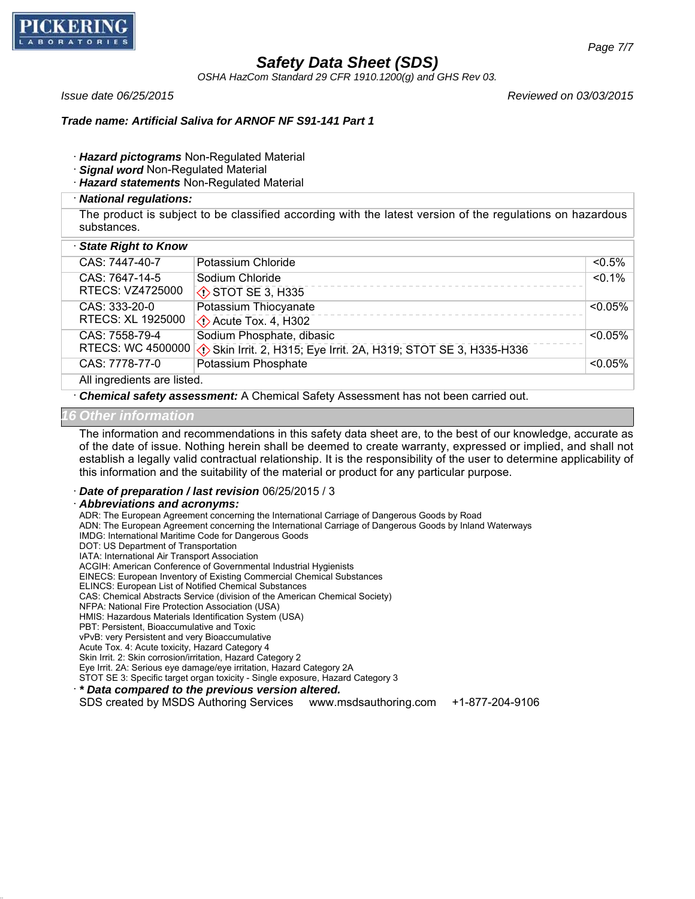*Trade name: Artificial Saliva for ARNOF NF S91-141 Part 1*

· ***Hazard pictograms*** Non-Regulated Material
· ***Signal word*** Non-Regulated Material
· ***Hazard statements*** Non-Regulated Material

· ***National regulations:***

The product is subject to be classified according with the latest version of the regulations on hazardous substances.

· ***State Right to Know***

| | | |
|---|---|---|
| CAS: 7447-40-7 | Potassium Chloride | <0.5% |
| CAS: 7647-14-5<br>RTECS: VZ4725000 | Sodium Chloride<br>STOT SE 3, H335 | <0.1% |
| CAS: 333-20-0<br>RTECS: XL 1925000 | Potassium Thiocyanate<br>Acute Tox. 4, H302 | <0.05% |
| CAS: 7558-79-4<br>RTECS: WC 4500000 | Sodium Phosphate, dibasic<br>Skin Irrit. 2, H315; Eye Irrit. 2A, H319; STOT SE 3, H335-H336 | <0.05% |
| CAS: 7778-77-0 | Potassium Phosphate | <0.05% |

All ingredients are listed.

· ***Chemical safety assessment:*** A Chemical Safety Assessment has not been carried out.

## 16 Other information

The information and recommendations in this safety data sheet are, to the best of our knowledge, accurate as of the date of issue. Nothing herein shall be deemed to create warranty, expressed or implied, and shall not establish a legally valid contractual relationship. It is the responsibility of the user to determine applicability of this information and the suitability of the material or product for any particular purpose.

· ***Date of preparation / last revision*** 06/25/2015 / 3
· ***Abbreviations and acronyms:***

ADR: The European Agreement concerning the International Carriage of Dangerous Goods by Road
ADN: The European Agreement concerning the International Carriage of Dangerous Goods by Inland Waterways
IMDG: International Maritime Code for Dangerous Goods
DOT: US Department of Transportation
IATA: International Air Transport Association
ACGIH: American Conference of Governmental Industrial Hygienists
EINECS: European Inventory of Existing Commercial Chemical Substances
ELINCS: European List of Notified Chemical Substances
CAS: Chemical Abstracts Service (division of the American Chemical Society)
NFPA: National Fire Protection Association (USA)
HMIS: Hazardous Materials Identification System (USA)
PBT: Persistent, Bioaccumulative and Toxic
vPvB: very Persistent and very Bioaccumulative
Acute Tox. 4: Acute toxicity, Hazard Category 4
Skin Irrit. 2: Skin corrosion/irritation, Hazard Category 2
Eye Irrit. 2A: Serious eye damage/eye irritation, Hazard Category 2A
STOT SE 3: Specific target organ toxicity - Single exposure, Hazard Category 3

· ***\* Data compared to the previous version altered.***

SDS created by MSDS Authoring Services www.msdsauthoring.com +1-877-204-9106